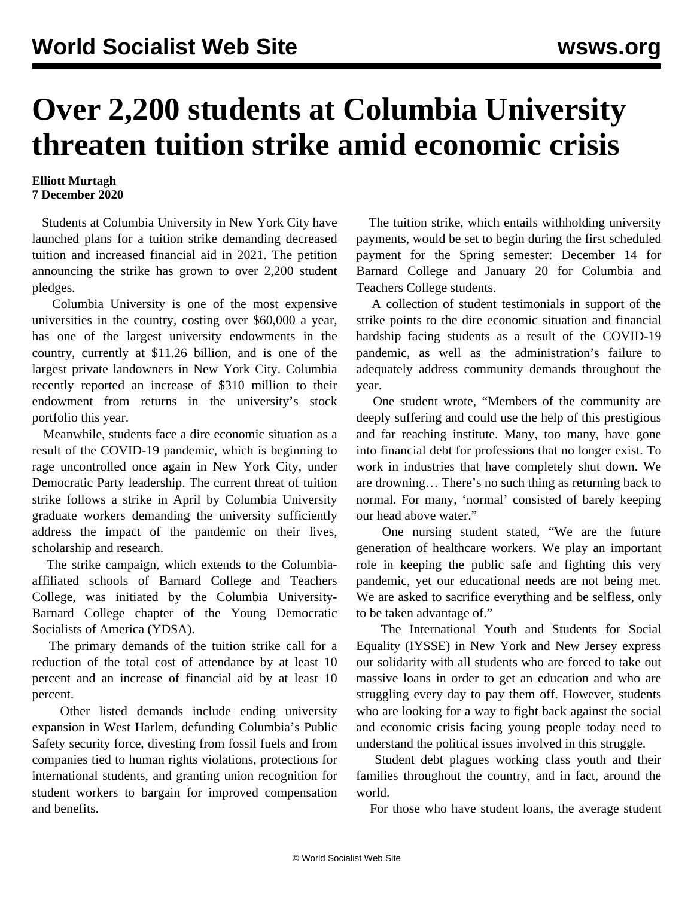# Over 2,200 students at Columbia University threaten tuition strike amid economic crisis

**Elliott Murtagh**
**7 December 2020**

Students at Columbia University in New York City have launched plans for a tuition strike demanding decreased tuition and increased financial aid in 2021. The petition announcing the strike has grown to over 2,200 student pledges.

Columbia University is one of the most expensive universities in the country, costing over $60,000 a year, has one of the largest university endowments in the country, currently at $11.26 billion, and is one of the largest private landowners in New York City. Columbia recently reported an increase of $310 million to their endowment from returns in the university's stock portfolio this year.

Meanwhile, students face a dire economic situation as a result of the COVID-19 pandemic, which is beginning to rage uncontrolled once again in New York City, under Democratic Party leadership. The current threat of tuition strike follows a strike in April by Columbia University graduate workers demanding the university sufficiently address the impact of the pandemic on their lives, scholarship and research.

The strike campaign, which extends to the Columbia-affiliated schools of Barnard College and Teachers College, was initiated by the Columbia University-Barnard College chapter of the Young Democratic Socialists of America (YDSA).

The primary demands of the tuition strike call for a reduction of the total cost of attendance by at least 10 percent and an increase of financial aid by at least 10 percent.

Other listed demands include ending university expansion in West Harlem, defunding Columbia's Public Safety security force, divesting from fossil fuels and from companies tied to human rights violations, protections for international students, and granting union recognition for student workers to bargain for improved compensation and benefits.

The tuition strike, which entails withholding university payments, would be set to begin during the first scheduled payment for the Spring semester: December 14 for Barnard College and January 20 for Columbia and Teachers College students.

A collection of student testimonials in support of the strike points to the dire economic situation and financial hardship facing students as a result of the COVID-19 pandemic, as well as the administration's failure to adequately address community demands throughout the year.

One student wrote, "Members of the community are deeply suffering and could use the help of this prestigious and far reaching institute. Many, too many, have gone into financial debt for professions that no longer exist. To work in industries that have completely shut down. We are drowning… There's no such thing as returning back to normal. For many, 'normal' consisted of barely keeping our head above water."

One nursing student stated, "We are the future generation of healthcare workers. We play an important role in keeping the public safe and fighting this very pandemic, yet our educational needs are not being met. We are asked to sacrifice everything and be selfless, only to be taken advantage of."

The International Youth and Students for Social Equality (IYSSE) in New York and New Jersey express our solidarity with all students who are forced to take out massive loans in order to get an education and who are struggling every day to pay them off. However, students who are looking for a way to fight back against the social and economic crisis facing young people today need to understand the political issues involved in this struggle.

Student debt plagues working class youth and their families throughout the country, and in fact, around the world.

For those who have student loans, the average student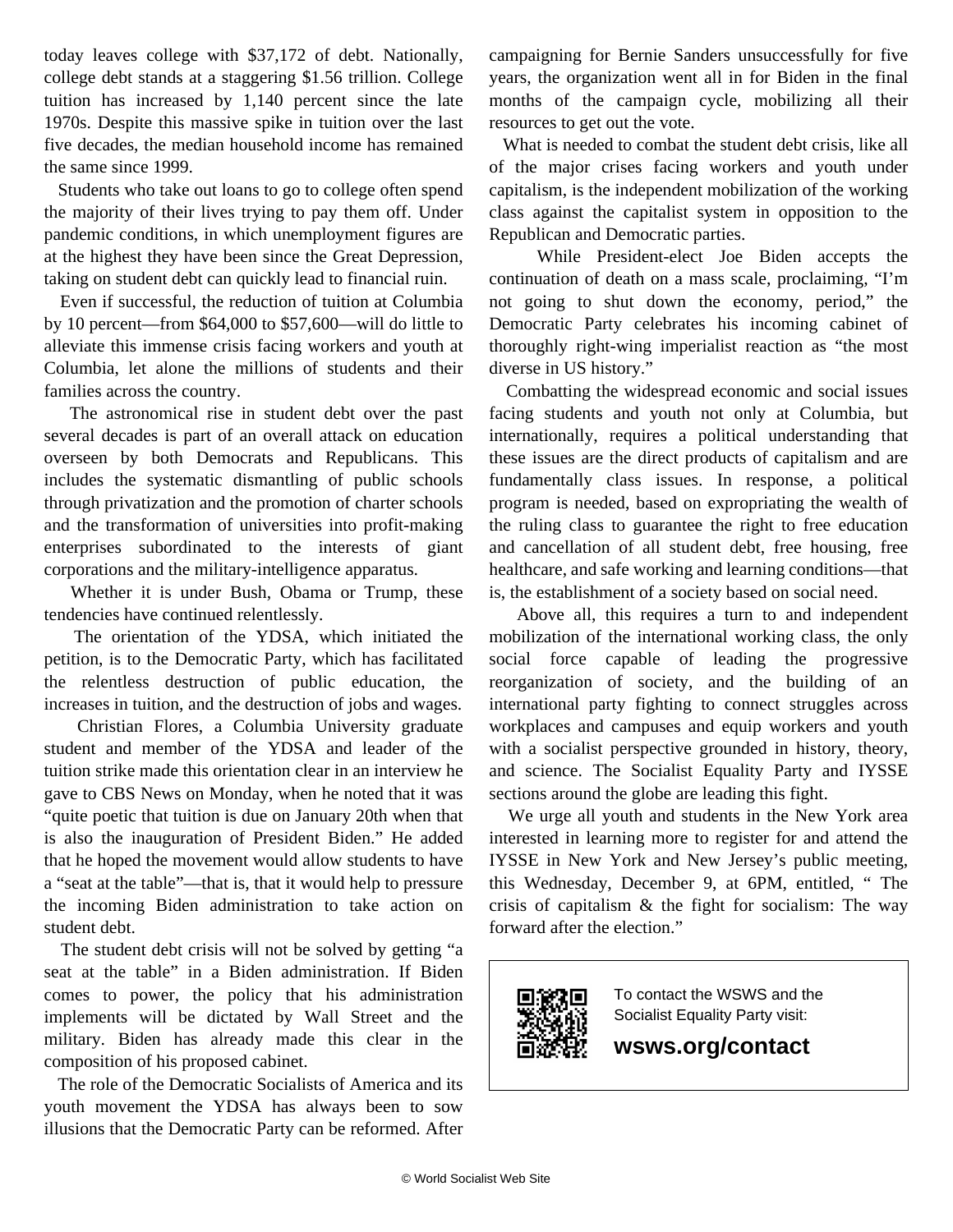today leaves college with $37,172 of debt. Nationally, college debt stands at a staggering $1.56 trillion. College tuition has increased by 1,140 percent since the late 1970s. Despite this massive spike in tuition over the last five decades, the median household income has remained the same since 1999.

Students who take out loans to go to college often spend the majority of their lives trying to pay them off. Under pandemic conditions, in which unemployment figures are at the highest they have been since the Great Depression, taking on student debt can quickly lead to financial ruin.

Even if successful, the reduction of tuition at Columbia by 10 percent—from $64,000 to $57,600—will do little to alleviate this immense crisis facing workers and youth at Columbia, let alone the millions of students and their families across the country.

The astronomical rise in student debt over the past several decades is part of an overall attack on education overseen by both Democrats and Republicans. This includes the systematic dismantling of public schools through privatization and the promotion of charter schools and the transformation of universities into profit-making enterprises subordinated to the interests of giant corporations and the military-intelligence apparatus.

Whether it is under Bush, Obama or Trump, these tendencies have continued relentlessly.

The orientation of the YDSA, which initiated the petition, is to the Democratic Party, which has facilitated the relentless destruction of public education, the increases in tuition, and the destruction of jobs and wages.

Christian Flores, a Columbia University graduate student and member of the YDSA and leader of the tuition strike made this orientation clear in an interview he gave to CBS News on Monday, when he noted that it was "quite poetic that tuition is due on January 20th when that is also the inauguration of President Biden." He added that he hoped the movement would allow students to have a "seat at the table"—that is, that it would help to pressure the incoming Biden administration to take action on student debt.

The student debt crisis will not be solved by getting "a seat at the table" in a Biden administration. If Biden comes to power, the policy that his administration implements will be dictated by Wall Street and the military. Biden has already made this clear in the composition of his proposed cabinet.

The role of the Democratic Socialists of America and its youth movement the YDSA has always been to sow illusions that the Democratic Party can be reformed. After campaigning for Bernie Sanders unsuccessfully for five years, the organization went all in for Biden in the final months of the campaign cycle, mobilizing all their resources to get out the vote.

What is needed to combat the student debt crisis, like all of the major crises facing workers and youth under capitalism, is the independent mobilization of the working class against the capitalist system in opposition to the Republican and Democratic parties.

While President-elect Joe Biden accepts the continuation of death on a mass scale, proclaiming, "I'm not going to shut down the economy, period," the Democratic Party celebrates his incoming cabinet of thoroughly right-wing imperialist reaction as "the most diverse in US history."

Combatting the widespread economic and social issues facing students and youth not only at Columbia, but internationally, requires a political understanding that these issues are the direct products of capitalism and are fundamentally class issues. In response, a political program is needed, based on expropriating the wealth of the ruling class to guarantee the right to free education and cancellation of all student debt, free housing, free healthcare, and safe working and learning conditions—that is, the establishment of a society based on social need.

Above all, this requires a turn to and independent mobilization of the international working class, the only social force capable of leading the progressive reorganization of society, and the building of an international party fighting to connect struggles across workplaces and campuses and equip workers and youth with a socialist perspective grounded in history, theory, and science. The Socialist Equality Party and IYSSE sections around the globe are leading this fight.

We urge all youth and students in the New York area interested in learning more to register for and attend the IYSSE in New York and New Jersey's public meeting, this Wednesday, December 9, at 6PM, entitled, " The crisis of capitalism & the fight for socialism: The way forward after the election."

To contact the WSWS and the Socialist Equality Party visit:

**wsws.org/contact**